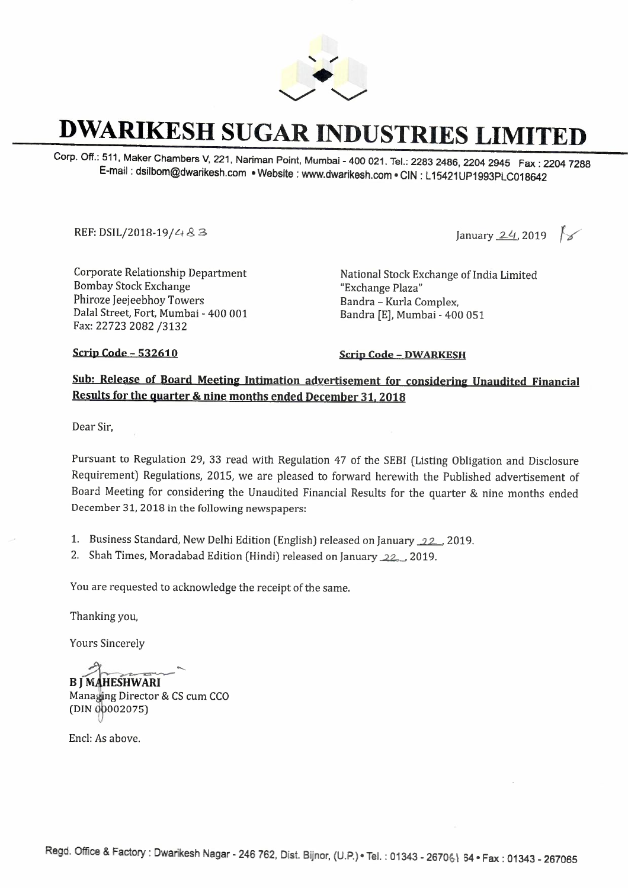# DWARIKESH SUGAR INDUSTRIES LIMITED

Corp. Off.: 511, Maker Chambers V, 221, Nariman Point, Mumbai - 400 021. Tel.: 2283 2486, 2204 2945 Fax : 2204 7288
E-mail : dsilbom@dwarikesh.com • Website : www.dwarikesh.com • CIN : L15421UP1993PLC018642

REF: DSIL/2018-19/483

January 24, 2019

Corporate Relationship Department
Bombay Stock Exchange
Phiroze Jeejeebhoy Towers
Dalal Street, Fort, Mumbai - 400 001
Fax: 22723 2082 /3132

National Stock Exchange of India Limited
"Exchange Plaza"
Bandra – Kurla Complex,
Bandra [E], Mumbai - 400 051

**Scrip Code – 532610**

**Scrip Code – DWARKESH**

**Sub: Release of Board Meeting Intimation advertisement for considering Unaudited Financial Results for the quarter & nine months ended December 31, 2018**

Dear Sir,

Pursuant to Regulation 29, 33 read with Regulation 47 of the SEBI (Listing Obligation and Disclosure Requirement) Regulations, 2015, we are pleased to forward herewith the Published advertisement of Board Meeting for considering the Unaudited Financial Results for the quarter & nine months ended December 31, 2018 in the following newspapers:

1. Business Standard, New Delhi Edition (English) released on January 22, 2019.
2. Shah Times, Moradabad Edition (Hindi) released on January 22, 2019.

You are requested to acknowledge the receipt of the same.

Thanking you,

Yours Sincerely

**B J MAHESHWARI**
Managing Director & CS cum CCO
(DIN 00002075)

Encl: As above.

Regd. Office & Factory : Dwarikesh Nagar - 246 762, Dist. Bijnor, (U.P.) • Tel. : 01343 - 267061 64 • Fax : 01343 - 267065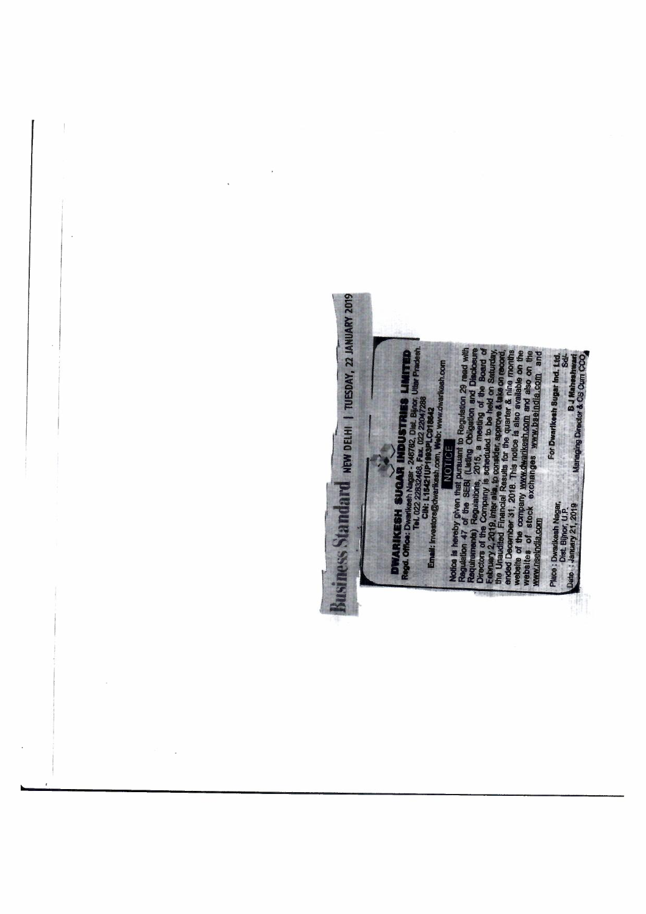Business Standard NEW DELHI | TUESDAY, 22 JANUARY 2019

# DWARIKESH SUGAR INDUSTRIES LIMITED

Regd. Office: Dwarikesh Nagar - 246762, Dist. Bijnor, Uttar Pradesh.
Tel. 022 22832468, Fax. 022 22047288
CIN: L15421UP1993PLC018642
Email: investors@dwarikesh.com, Web: www.dwarikesh.com

## NOTICE

Notice is hereby given that pursuant to Regulation 29 read with Regulation 47 of the SEBI (Listing Obligation and Disclosure Requirements) Regulations, 2015, a meeting of the Board of Directors of the Company is scheduled to be held on Saturday, February 2, 2019, inter alia, to consider, approve & take on record, the Unaudited Financial Results for the quarter & nine months ended December 31, 2018. This notice is also available on the website of the company www.dwarikesh.com and also on the websites of stock exchanges www.bseindia.com and www.nseindia.com

Place : Dwarikesh Nagar,
Dist. Bijnor, U.P.
Date : January 21, 2019

For Dwarikesh Sugar Ind. Ltd.
Sd/-
B.J Maheshwari
Managing Director & CS Cum CCO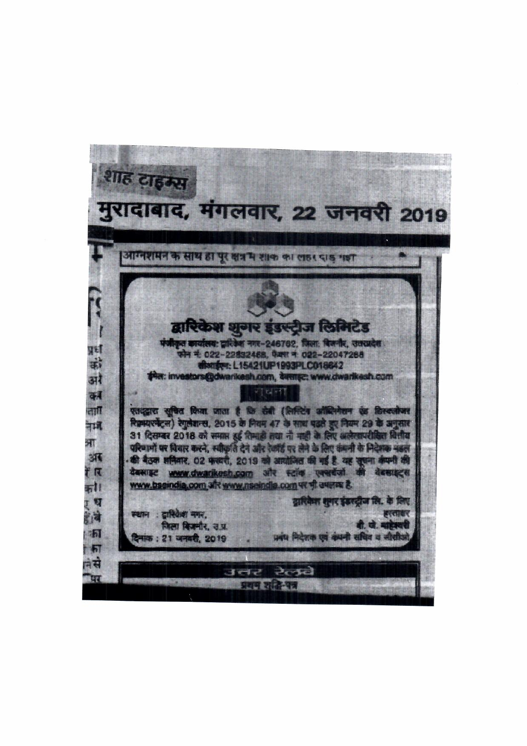शाह टाइम्स

मुरादाबाद, मंगलवार, 22 जनवरी 2019

# द्वारिकेश शुगर इंडस्ट्रीज लिमिटेड

पंजीकृत कार्यालय: द्वारिकेश नगर-246762, जिला: बिजनौर, उत्तरप्रदेश

फोन नं: 022-22832468, फैक्स नं: 022-22047288

सीआईएन: L15421UP1993PLC018642

ईमेल: investors@dwarikesh.com, वेबसाइट: www.dwarikesh.com

## सूचना

एतद्द्वारा सूचित किया जाता है कि सेबी (लिस्टिंग ऑब्लिगेशन एंड डिस्क्लोजर रिक्वायरमेंट्स) रेगुलेशन्स, 2015 के नियम 47 के साथ पढ़े हुए नियम 29 के अनुसार 31 दिसम्बर 2018 को समाप्त हुई तिमाही तथा नौ माही के लिए अलेखापरीक्षित वित्तीय परिणामों पर विचार करने, स्वीकृति देने और रेकॉर्ड पर लेने के लिए कंपनी के निदेशक मंडल की बैठक शनिवार, 02 फरवरी, 2019 को आयोजित की गई है. यह सूचना कंपनी की वेबसाइट www.dwarikesh.com और स्टॉक एक्सचेंजों की वेबसाइट्स www.bseindia.com और www.nseindia.com पर भी उपलब्ध है.

द्वारिकेश शुगर इंडस्ट्रीज लि. के लिए

हस्ताक्षर

बी. जे. माहेश्वरी

प्रबंध निदेशक एवं कंपनी सचिव व सीसीओ

स्थान : द्वारिकेश नगर,

जिला बिजनौर, उ.प्र.

दिनांक : 21 जनवरी, 2019